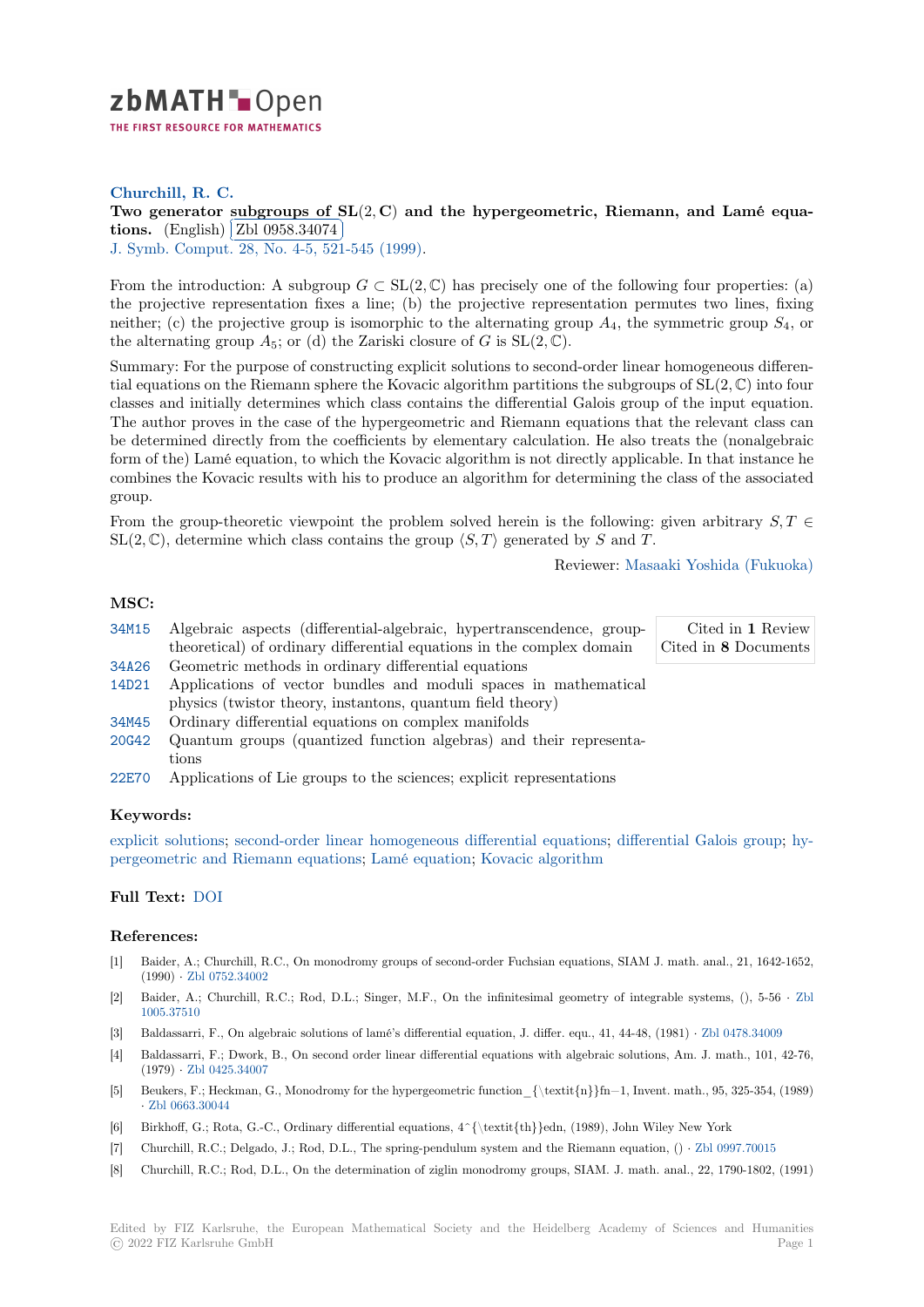# Churchill, R. C.

**Two generator subgroups of SL(2, C) and the hypergeometric, Riemann, and Lamé equations.** (English) Zbl 0958.34074

J. Symb. Comput. 28, No. 4-5, 521-545 (1999).

From the introduction: A subgroup $G \subset \mathrm{SL}(2,\mathbb{C})$ has precisely one of the following four properties: (a) the projective representation fixes a line; (b) the projective representation permutes two lines, fixing neither; (c) the projective group is isomorphic to the alternating group $A_4$, the symmetric group $S_4$, or the alternating group $A_5$; or (d) the Zariski closure of $G$ is $\mathrm{SL}(2,\mathbb{C})$.

Summary: For the purpose of constructing explicit solutions to second-order linear homogeneous differential equations on the Riemann sphere the Kovacic algorithm partitions the subgroups of $\mathrm{SL}(2,\mathbb{C})$ into four classes and initially determines which class contains the differential Galois group of the input equation. The author proves in the case of the hypergeometric and Riemann equations that the relevant class can be determined directly from the coefficients by elementary calculation. He also treats the (nonalgebraic form of the) Lamé equation, to which the Kovacic algorithm is not directly applicable. In that instance he combines the Kovacic results with his to produce an algorithm for determining the class of the associated group.

From the group-theoretic viewpoint the problem solved herein is the following: given arbitrary $S, T \in \mathrm{SL}(2,\mathbb{C})$, determine which class contains the group $\langle S, T\rangle$ generated by $S$ and $T$.

Reviewer: Masaaki Yoshida (Fukuoka)

## MSC:

- 34M15 Algebraic aspects (differential-algebraic, hypertranscendence, group-theoretical) of ordinary differential equations in the complex domain
- 34A26 Geometric methods in ordinary differential equations
- 14D21 Applications of vector bundles and moduli spaces in mathematical physics (twistor theory, instantons, quantum field theory)
- 34M45 Ordinary differential equations on complex manifolds
- 20G42 Quantum groups (quantized function algebras) and their representations
- 22E70 Applications of Lie groups to the sciences; explicit representations

Cited in **1** Review
Cited in **8** Documents

## Keywords:

explicit solutions; second-order linear homogeneous differential equations; differential Galois group; hypergeometric and Riemann equations; Lamé equation; Kovacic algorithm

## Full Text:

DOI

## References:

[1] Baider, A.; Churchill, R.C., On monodromy groups of second-order Fuchsian equations, SIAM J. math. anal., 21, 1642-1652, (1990) · Zbl 0752.34002

[2] Baider, A.; Churchill, R.C.; Rod, D.L.; Singer, M.F., On the infinitesimal geometry of integrable systems, (), 5-56 · Zbl 1005.37510

[3] Baldassarri, F., On algebraic solutions of lamé's differential equation, J. differ. equ., 41, 44-48, (1981) · Zbl 0478.34009

[4] Baldassarri, F.; Dwork, B., On second order linear differential equations with algebraic solutions, Am. J. math., 101, 42-76, (1979) · Zbl 0425.34007

[5] Beukers, F.; Heckman, G., Monodromy for the hypergeometric function_{\textit{n}}fn−1, Invent. math., 95, 325-354, (1989) · Zbl 0663.30044

[6] Birkhoff, G.; Rota, G.-C., Ordinary differential equations, 4^{\textit{th}}edn, (1989), John Wiley New York

[7] Churchill, R.C.; Delgado, J.; Rod, D.L., The spring-pendulum system and the Riemann equation, () · Zbl 0997.70015

[8] Churchill, R.C.; Rod, D.L., On the determination of ziglin monodromy groups, SIAM. J. math. anal., 22, 1790-1802, (1991)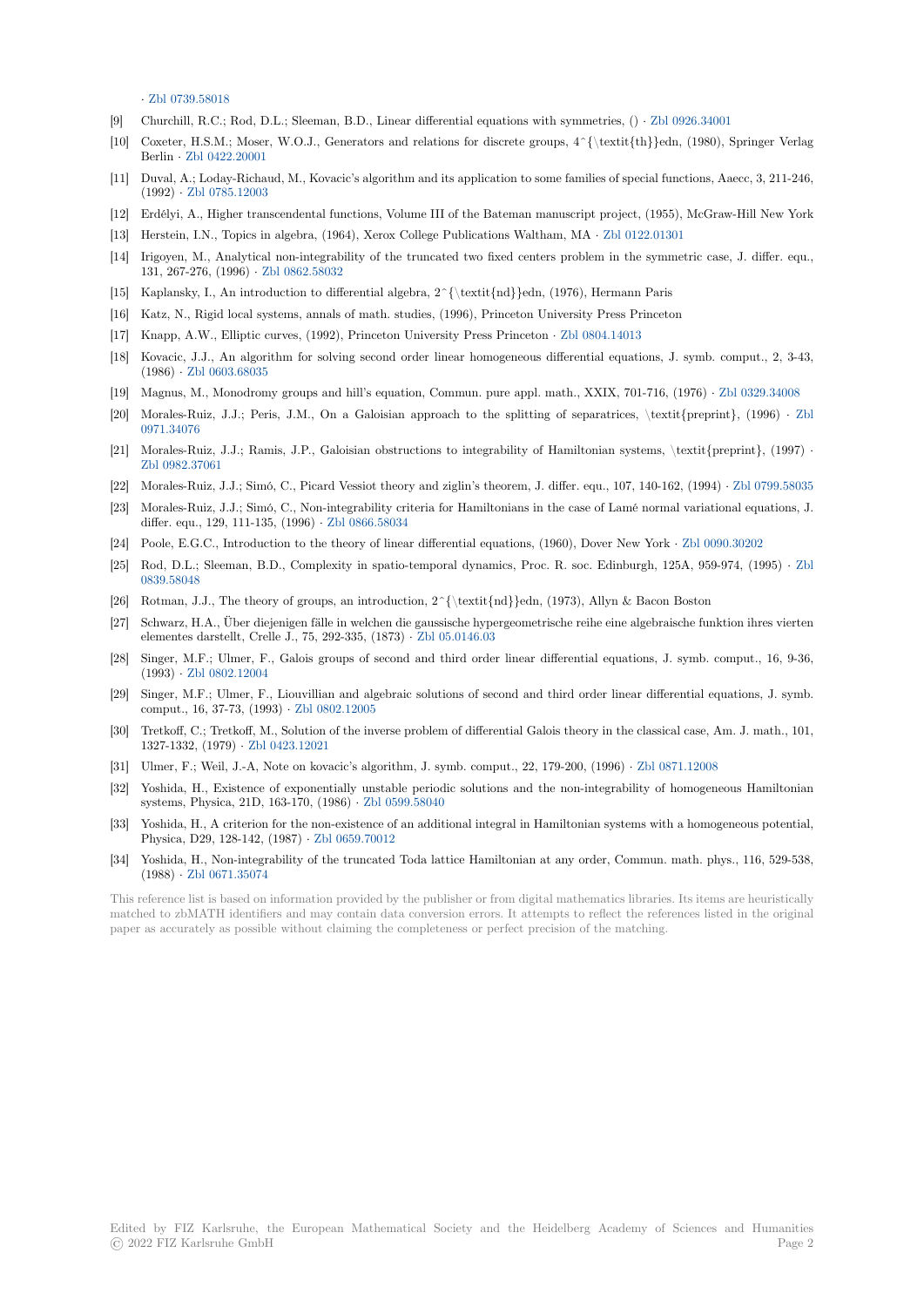· Zbl 0739.58018

[9] Churchill, R.C.; Rod, D.L.; Sleeman, B.D., Linear differential equations with symmetries, () · Zbl 0926.34001

[10] Coxeter, H.S.M.; Moser, W.O.J., Generators and relations for discrete groups, 4^{\textit{th}}edn, (1980), Springer Verlag Berlin · Zbl 0422.20001

[11] Duval, A.; Loday-Richaud, M., Kovacic's algorithm and its application to some families of special functions, Aaecc, 3, 211-246, (1992) · Zbl 0785.12003

[12] Erdélyi, A., Higher transcendental functions, Volume III of the Bateman manuscript project, (1955), McGraw-Hill New York

[13] Herstein, I.N., Topics in algebra, (1964), Xerox College Publications Waltham, MA · Zbl 0122.01301

[14] Irigoyen, M., Analytical non-integrability of the truncated two fixed centers problem in the symmetric case, J. differ. equ., 131, 267-276, (1996) · Zbl 0862.58032

[15] Kaplansky, I., An introduction to differential algebra, 2^{\textit{nd}}edn, (1976), Hermann Paris

[16] Katz, N., Rigid local systems, annals of math. studies, (1996), Princeton University Press Princeton

[17] Knapp, A.W., Elliptic curves, (1992), Princeton University Press Princeton · Zbl 0804.14013

[18] Kovacic, J.J., An algorithm for solving second order linear homogeneous differential equations, J. symb. comput., 2, 3-43, (1986) · Zbl 0603.68035

[19] Magnus, M., Monodromy groups and hill's equation, Commun. pure appl. math., XXIX, 701-716, (1976) · Zbl 0329.34008

[20] Morales-Ruiz, J.J.; Peris, J.M., On a Galoisian approach to the splitting of separatrices, \textit{preprint}, (1996) · Zbl 0971.34076

[21] Morales-Ruiz, J.J.; Ramis, J.P., Galoisian obstructions to integrability of Hamiltonian systems, \textit{preprint}, (1997) · Zbl 0982.37061

[22] Morales-Ruiz, J.J.; Simó, C., Picard Vessiot theory and ziglin's theorem, J. differ. equ., 107, 140-162, (1994) · Zbl 0799.58035

[23] Morales-Ruiz, J.J.; Simó, C., Non-integrability criteria for Hamiltonians in the case of Lamé normal variational equations, J. differ. equ., 129, 111-135, (1996) · Zbl 0866.58034

[24] Poole, E.G.C., Introduction to the theory of linear differential equations, (1960), Dover New York · Zbl 0090.30202

[25] Rod, D.L.; Sleeman, B.D., Complexity in spatio-temporal dynamics, Proc. R. soc. Edinburgh, 125A, 959-974, (1995) · Zbl 0839.58048

[26] Rotman, J.J., The theory of groups, an introduction, 2^{\textit{nd}}edn, (1973), Allyn & Bacon Boston

[27] Schwarz, H.A., Über diejenigen fälle in welchen die gaussische hypergeometrische reihe eine algebraische funktion ihres vierten elementes darstellt, Crelle J., 75, 292-335, (1873) · Zbl 05.0146.03

[28] Singer, M.F.; Ulmer, F., Galois groups of second and third order linear differential equations, J. symb. comput., 16, 9-36, (1993) · Zbl 0802.12004

[29] Singer, M.F.; Ulmer, F., Liouvillian and algebraic solutions of second and third order linear differential equations, J. symb. comput., 16, 37-73, (1993) · Zbl 0802.12005

[30] Tretkoff, C.; Tretkoff, M., Solution of the inverse problem of differential Galois theory in the classical case, Am. J. math., 101, 1327-1332, (1979) · Zbl 0423.12021

[31] Ulmer, F.; Weil, J.-A, Note on kovacic's algorithm, J. symb. comput., 22, 179-200, (1996) · Zbl 0871.12008

[32] Yoshida, H., Existence of exponentially unstable periodic solutions and the non-integrability of homogeneous Hamiltonian systems, Physica, 21D, 163-170, (1986) · Zbl 0599.58040

[33] Yoshida, H., A criterion for the non-existence of an additional integral in Hamiltonian systems with a homogeneous potential, Physica, D29, 128-142, (1987) · Zbl 0659.70012

[34] Yoshida, H., Non-integrability of the truncated Toda lattice Hamiltonian at any order, Commun. math. phys., 116, 529-538, (1988) · Zbl 0671.35074

This reference list is based on information provided by the publisher or from digital mathematics libraries. Its items are heuristically matched to zbMATH identifiers and may contain data conversion errors. It attempts to reflect the references listed in the original paper as accurately as possible without claiming the completeness or perfect precision of the matching.